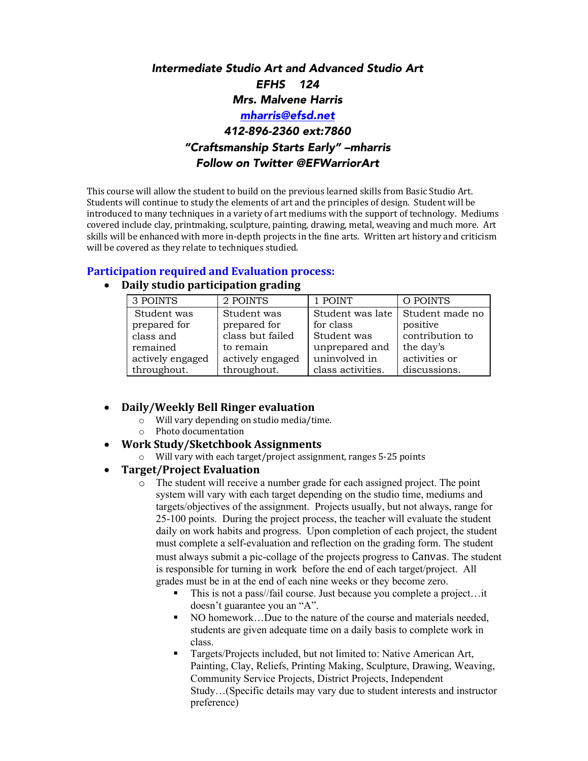# *Intermediate Studio Art and Advanced Studio Art*

***EFHS 124***

***Mrs. Malvene Harris***

***[mharris@efsd.net](mailto:mharris@efsd.net)***

***412-896-2360 ext:7860***

***"Craftsmanship Starts Early" –mharris***

***Follow on Twitter @EFWarriorArt***

This course will allow the student to build on the previous learned skills from Basic Studio Art. Students will continue to study the elements of art and the principles of design. Student will be introduced to many techniques in a variety of art mediums with the support of technology. Mediums covered include clay, printmaking, sculpture, painting, drawing, metal, weaving and much more. Art skills will be enhanced with more in-depth projects in the fine arts. Written art history and criticism will be covered as they relate to techniques studied.

## Participation required and Evaluation process:

- **Daily studio participation grading**

| 3 POINTS | 2 POINTS | 1 POINT | O POINTS |
|---|---|---|---|
| Student was prepared for class and remained actively engaged throughout. | Student was prepared for class but failed to remain actively engaged throughout. | Student was late for class Student was unprepared and uninvolved in class activities. | Student made no positive contribution to the day's activities or discussions. |

- **Daily/Weekly Bell Ringer evaluation**
  - Will vary depending on studio media/time.
  - Photo documentation
- **Work Study/Sketchbook Assignments**
  - Will vary with each target/project assignment, ranges 5-25 points
- **Target/Project Evaluation**
  - The student will receive a number grade for each assigned project. The point system will vary with each target depending on the studio time, mediums and targets/objectives of the assignment. Projects usually, but not always, range for 25-100 points. During the project process, the teacher will evaluate the student daily on work habits and progress. Upon completion of each project, the student must complete a self-evaluation and reflection on the grading form. The student must always submit a pic-collage of the projects progress to Canvas. The student is responsible for turning in work before the end of each target/project. All grades must be in at the end of each nine weeks or they become zero.
    - This is not a pass//fail course. Just because you complete a project…it doesn't guarantee you an "A".
    - NO homework…Due to the nature of the course and materials needed, students are given adequate time on a daily basis to complete work in class.
    - Targets/Projects included, but not limited to: Native American Art, Painting, Clay, Reliefs, Printing Making, Sculpture, Drawing, Weaving, Community Service Projects, District Projects, Independent Study…(Specific details may vary due to student interests and instructor preference)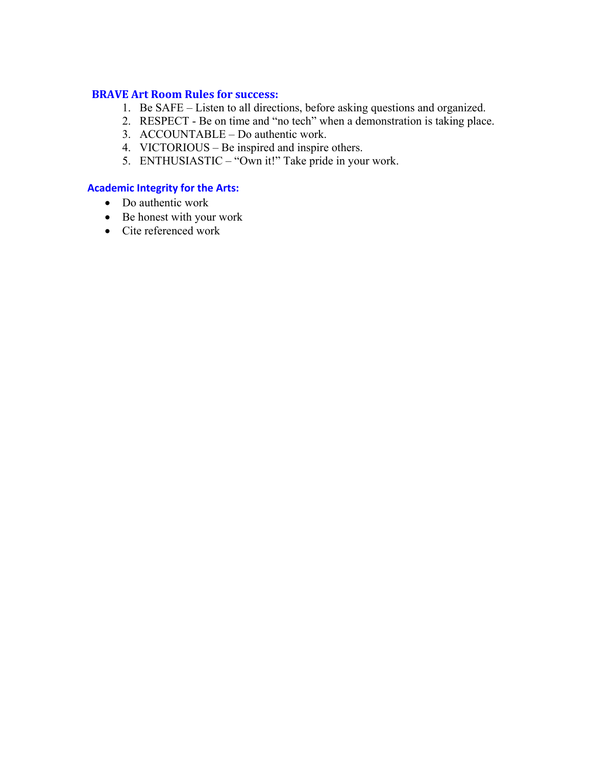### BRAVE Art Room Rules for success:

1. Be SAFE – Listen to all directions, before asking questions and organized.
2. RESPECT - Be on time and "no tech" when a demonstration is taking place.
3. ACCOUNTABLE – Do authentic work.
4. VICTORIOUS – Be inspired and inspire others.
5. ENTHUSIASTIC – "Own it!" Take pride in your work.

### Academic Integrity for the Arts:

- Do authentic work
- Be honest with your work
- Cite referenced work